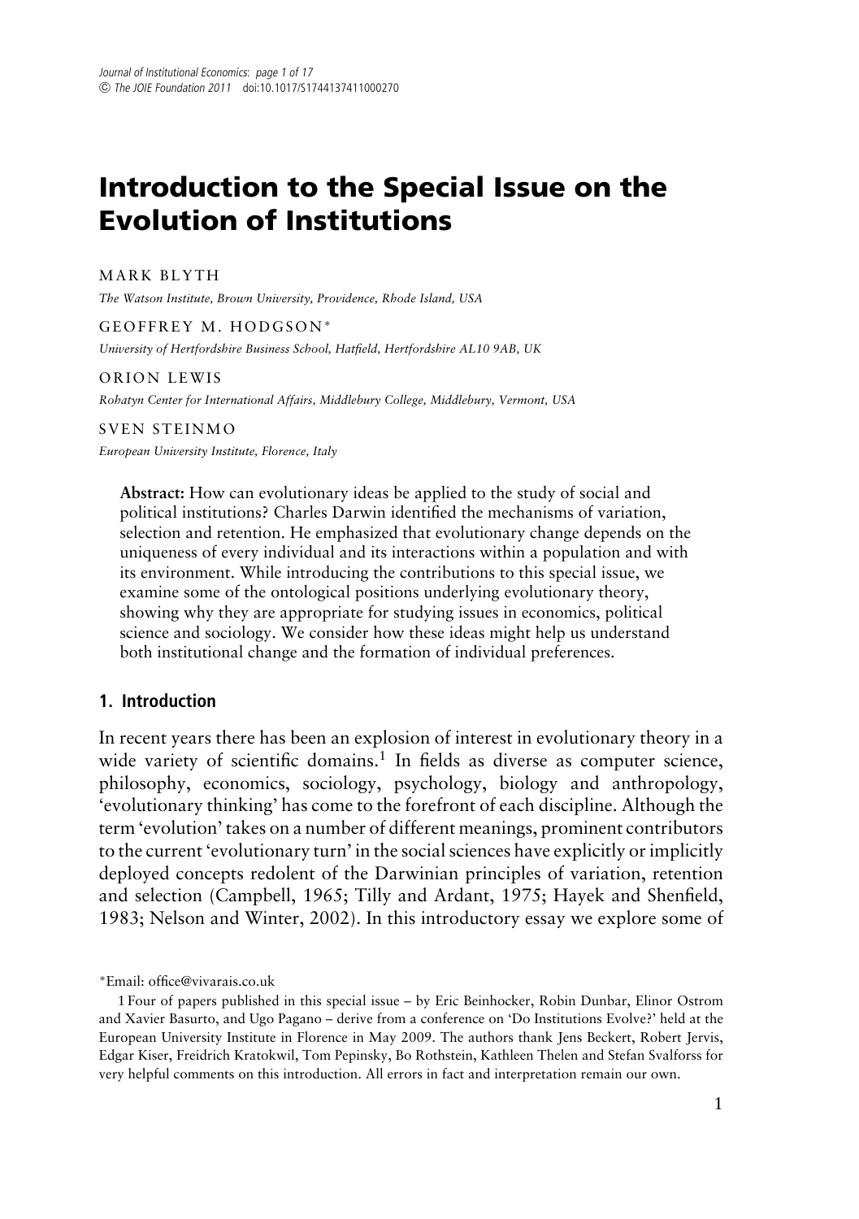# Introduction to the Special Issue on the Evolution of Institutions

MARK BLYTH

*The Watson Institute, Brown University, Providence, Rhode Island, USA*

GEOFFREY M. HODGSON*

*University of Hertfordshire Business School, Hatfield, Hertfordshire AL10 9AB, UK*

ORION LEWIS

*Rohatyn Center for International Affairs, Middlebury College, Middlebury, Vermont, USA*

SVEN STEINMO

*European University Institute, Florence, Italy*

**Abstract:** How can evolutionary ideas be applied to the study of social and political institutions? Charles Darwin identified the mechanisms of variation, selection and retention. He emphasized that evolutionary change depends on the uniqueness of every individual and its interactions within a population and with its environment. While introducing the contributions to this special issue, we examine some of the ontological positions underlying evolutionary theory, showing why they are appropriate for studying issues in economics, political science and sociology. We consider how these ideas might help us understand both institutional change and the formation of individual preferences.

## 1. Introduction

In recent years there has been an explosion of interest in evolutionary theory in a wide variety of scientific domains.[1] In fields as diverse as computer science, philosophy, economics, sociology, psychology, biology and anthropology, 'evolutionary thinking' has come to the forefront of each discipline. Although the term 'evolution' takes on a number of different meanings, prominent contributors to the current 'evolutionary turn' in the social sciences have explicitly or implicitly deployed concepts redolent of the Darwinian principles of variation, retention and selection (Campbell, 1965; Tilly and Ardant, 1975; Hayek and Shenfield, 1983; Nelson and Winter, 2002). In this introductory essay we explore some of

*Email: office@vivarais.co.uk

1 Four of papers published in this special issue – by Eric Beinhocker, Robin Dunbar, Elinor Ostrom and Xavier Basurto, and Ugo Pagano – derive from a conference on 'Do Institutions Evolve?' held at the European University Institute in Florence in May 2009. The authors thank Jens Beckert, Robert Jervis, Edgar Kiser, Freidrich Kratokwil, Tom Pepinsky, Bo Rothstein, Kathleen Thelen and Stefan Svalforss for very helpful comments on this introduction. All errors in fact and interpretation remain our own.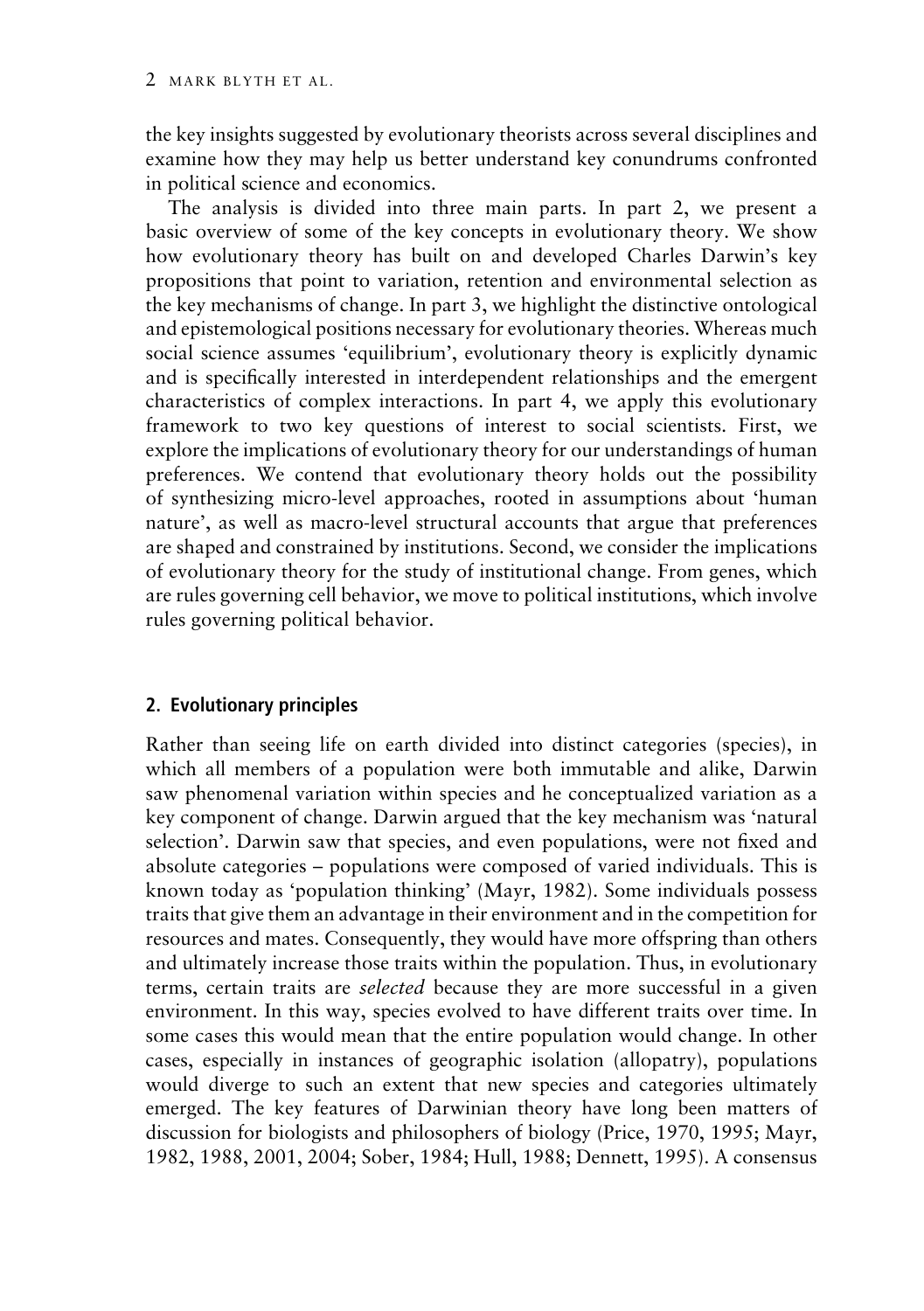the key insights suggested by evolutionary theorists across several disciplines and examine how they may help us better understand key conundrums confronted in political science and economics.

The analysis is divided into three main parts. In part 2, we present a basic overview of some of the key concepts in evolutionary theory. We show how evolutionary theory has built on and developed Charles Darwin's key propositions that point to variation, retention and environmental selection as the key mechanisms of change. In part 3, we highlight the distinctive ontological and epistemological positions necessary for evolutionary theories. Whereas much social science assumes 'equilibrium', evolutionary theory is explicitly dynamic and is specifically interested in interdependent relationships and the emergent characteristics of complex interactions. In part 4, we apply this evolutionary framework to two key questions of interest to social scientists. First, we explore the implications of evolutionary theory for our understandings of human preferences. We contend that evolutionary theory holds out the possibility of synthesizing micro-level approaches, rooted in assumptions about 'human nature', as well as macro-level structural accounts that argue that preferences are shaped and constrained by institutions. Second, we consider the implications of evolutionary theory for the study of institutional change. From genes, which are rules governing cell behavior, we move to political institutions, which involve rules governing political behavior.

## 2. Evolutionary principles

Rather than seeing life on earth divided into distinct categories (species), in which all members of a population were both immutable and alike, Darwin saw phenomenal variation within species and he conceptualized variation as a key component of change. Darwin argued that the key mechanism was 'natural selection'. Darwin saw that species, and even populations, were not fixed and absolute categories – populations were composed of varied individuals. This is known today as 'population thinking' (Mayr, 1982). Some individuals possess traits that give them an advantage in their environment and in the competition for resources and mates. Consequently, they would have more offspring than others and ultimately increase those traits within the population. Thus, in evolutionary terms, certain traits are *selected* because they are more successful in a given environment. In this way, species evolved to have different traits over time. In some cases this would mean that the entire population would change. In other cases, especially in instances of geographic isolation (allopatry), populations would diverge to such an extent that new species and categories ultimately emerged. The key features of Darwinian theory have long been matters of discussion for biologists and philosophers of biology (Price, 1970, 1995; Mayr, 1982, 1988, 2001, 2004; Sober, 1984; Hull, 1988; Dennett, 1995). A consensus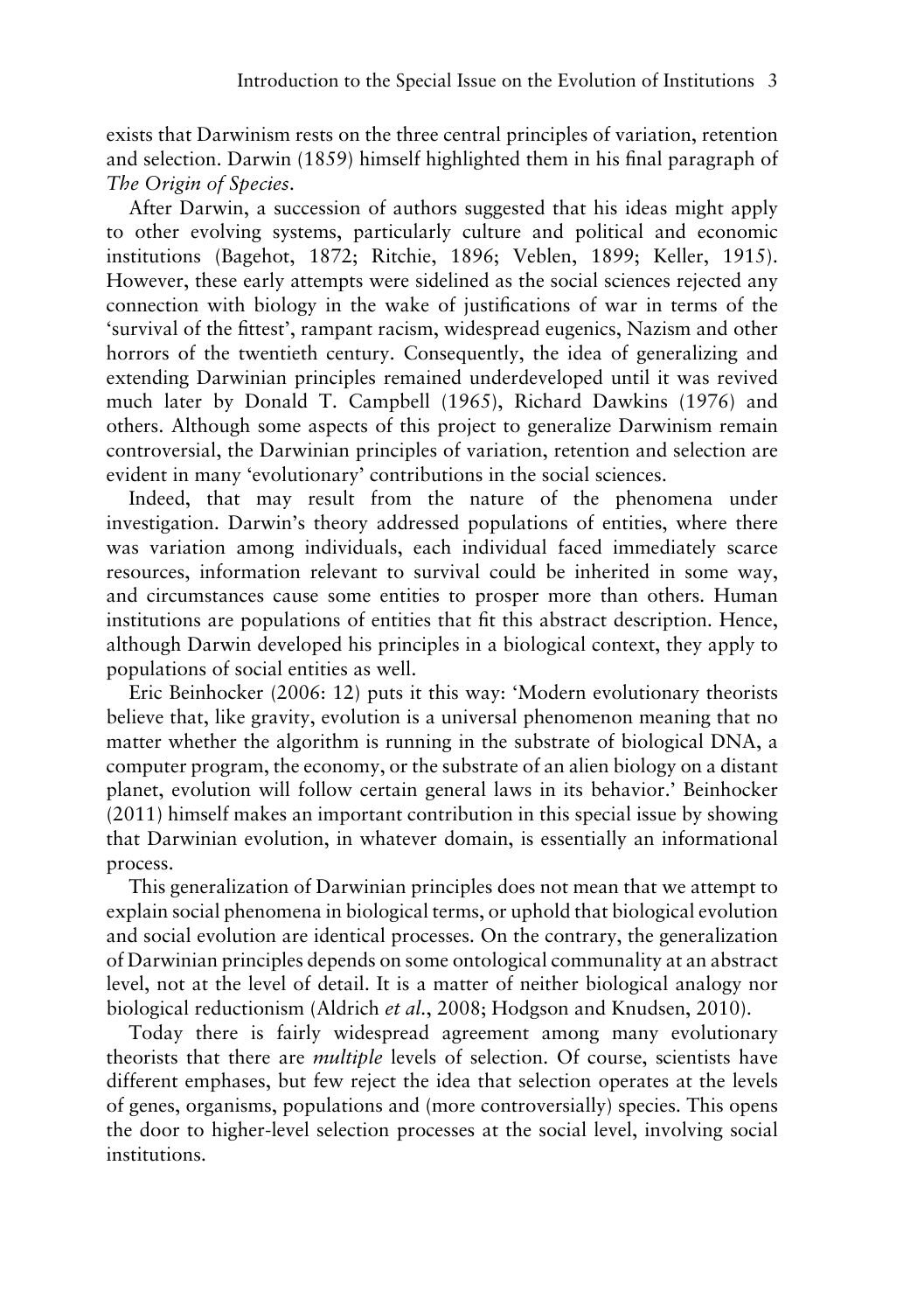exists that Darwinism rests on the three central principles of variation, retention and selection. Darwin (1859) himself highlighted them in his final paragraph of *The Origin of Species*.

After Darwin, a succession of authors suggested that his ideas might apply to other evolving systems, particularly culture and political and economic institutions (Bagehot, 1872; Ritchie, 1896; Veblen, 1899; Keller, 1915). However, these early attempts were sidelined as the social sciences rejected any connection with biology in the wake of justifications of war in terms of the 'survival of the fittest', rampant racism, widespread eugenics, Nazism and other horrors of the twentieth century. Consequently, the idea of generalizing and extending Darwinian principles remained underdeveloped until it was revived much later by Donald T. Campbell (1965), Richard Dawkins (1976) and others. Although some aspects of this project to generalize Darwinism remain controversial, the Darwinian principles of variation, retention and selection are evident in many 'evolutionary' contributions in the social sciences.

Indeed, that may result from the nature of the phenomena under investigation. Darwin's theory addressed populations of entities, where there was variation among individuals, each individual faced immediately scarce resources, information relevant to survival could be inherited in some way, and circumstances cause some entities to prosper more than others. Human institutions are populations of entities that fit this abstract description. Hence, although Darwin developed his principles in a biological context, they apply to populations of social entities as well.

Eric Beinhocker (2006: 12) puts it this way: 'Modern evolutionary theorists believe that, like gravity, evolution is a universal phenomenon meaning that no matter whether the algorithm is running in the substrate of biological DNA, a computer program, the economy, or the substrate of an alien biology on a distant planet, evolution will follow certain general laws in its behavior.' Beinhocker (2011) himself makes an important contribution in this special issue by showing that Darwinian evolution, in whatever domain, is essentially an informational process.

This generalization of Darwinian principles does not mean that we attempt to explain social phenomena in biological terms, or uphold that biological evolution and social evolution are identical processes. On the contrary, the generalization of Darwinian principles depends on some ontological communality at an abstract level, not at the level of detail. It is a matter of neither biological analogy nor biological reductionism (Aldrich *et al.*, 2008; Hodgson and Knudsen, 2010).

Today there is fairly widespread agreement among many evolutionary theorists that there are *multiple* levels of selection. Of course, scientists have different emphases, but few reject the idea that selection operates at the levels of genes, organisms, populations and (more controversially) species. This opens the door to higher-level selection processes at the social level, involving social institutions.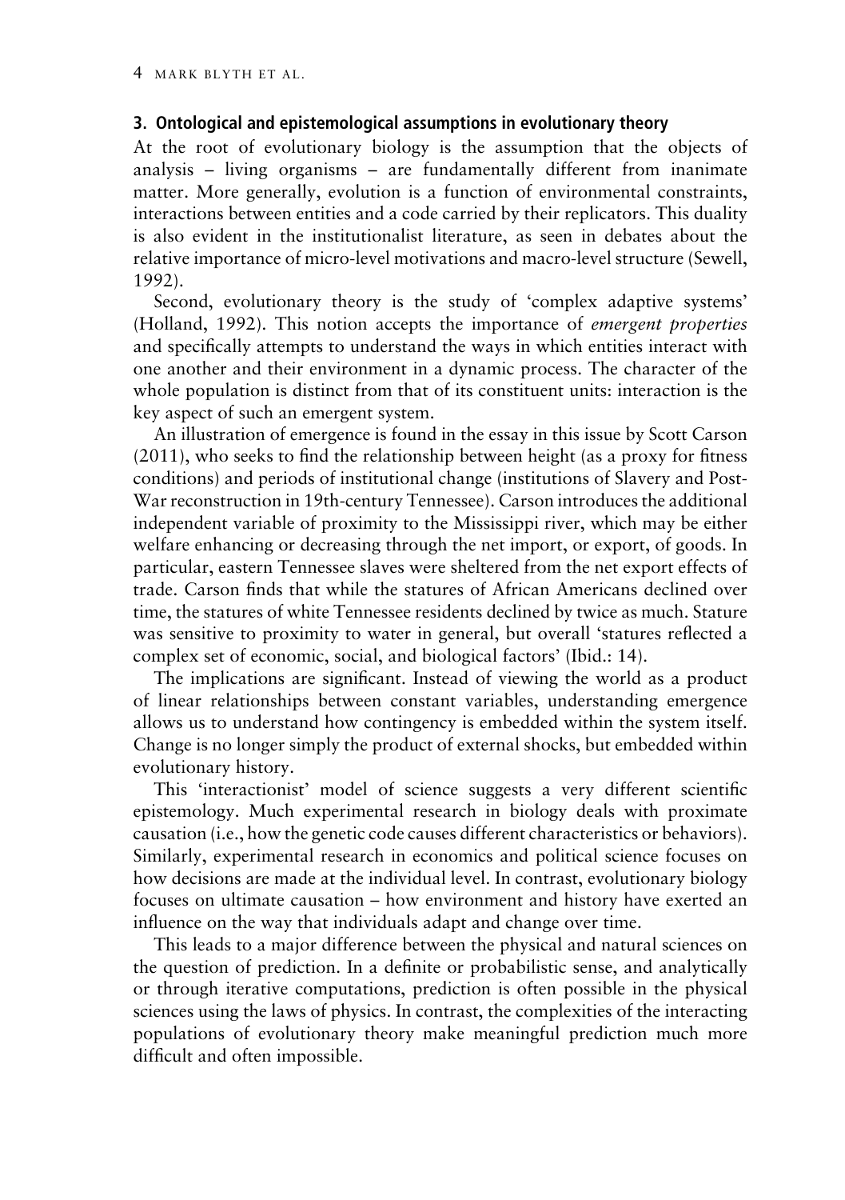## 3. Ontological and epistemological assumptions in evolutionary theory

At the root of evolutionary biology is the assumption that the objects of analysis – living organisms – are fundamentally different from inanimate matter. More generally, evolution is a function of environmental constraints, interactions between entities and a code carried by their replicators. This duality is also evident in the institutionalist literature, as seen in debates about the relative importance of micro-level motivations and macro-level structure (Sewell, 1992).

Second, evolutionary theory is the study of 'complex adaptive systems' (Holland, 1992). This notion accepts the importance of *emergent properties* and specifically attempts to understand the ways in which entities interact with one another and their environment in a dynamic process. The character of the whole population is distinct from that of its constituent units: interaction is the key aspect of such an emergent system.

An illustration of emergence is found in the essay in this issue by Scott Carson (2011), who seeks to find the relationship between height (as a proxy for fitness conditions) and periods of institutional change (institutions of Slavery and Post-War reconstruction in 19th-century Tennessee). Carson introduces the additional independent variable of proximity to the Mississippi river, which may be either welfare enhancing or decreasing through the net import, or export, of goods. In particular, eastern Tennessee slaves were sheltered from the net export effects of trade. Carson finds that while the statures of African Americans declined over time, the statures of white Tennessee residents declined by twice as much. Stature was sensitive to proximity to water in general, but overall 'statures reflected a complex set of economic, social, and biological factors' (Ibid.: 14).

The implications are significant. Instead of viewing the world as a product of linear relationships between constant variables, understanding emergence allows us to understand how contingency is embedded within the system itself. Change is no longer simply the product of external shocks, but embedded within evolutionary history.

This 'interactionist' model of science suggests a very different scientific epistemology. Much experimental research in biology deals with proximate causation (i.e., how the genetic code causes different characteristics or behaviors). Similarly, experimental research in economics and political science focuses on how decisions are made at the individual level. In contrast, evolutionary biology focuses on ultimate causation – how environment and history have exerted an influence on the way that individuals adapt and change over time.

This leads to a major difference between the physical and natural sciences on the question of prediction. In a definite or probabilistic sense, and analytically or through iterative computations, prediction is often possible in the physical sciences using the laws of physics. In contrast, the complexities of the interacting populations of evolutionary theory make meaningful prediction much more difficult and often impossible.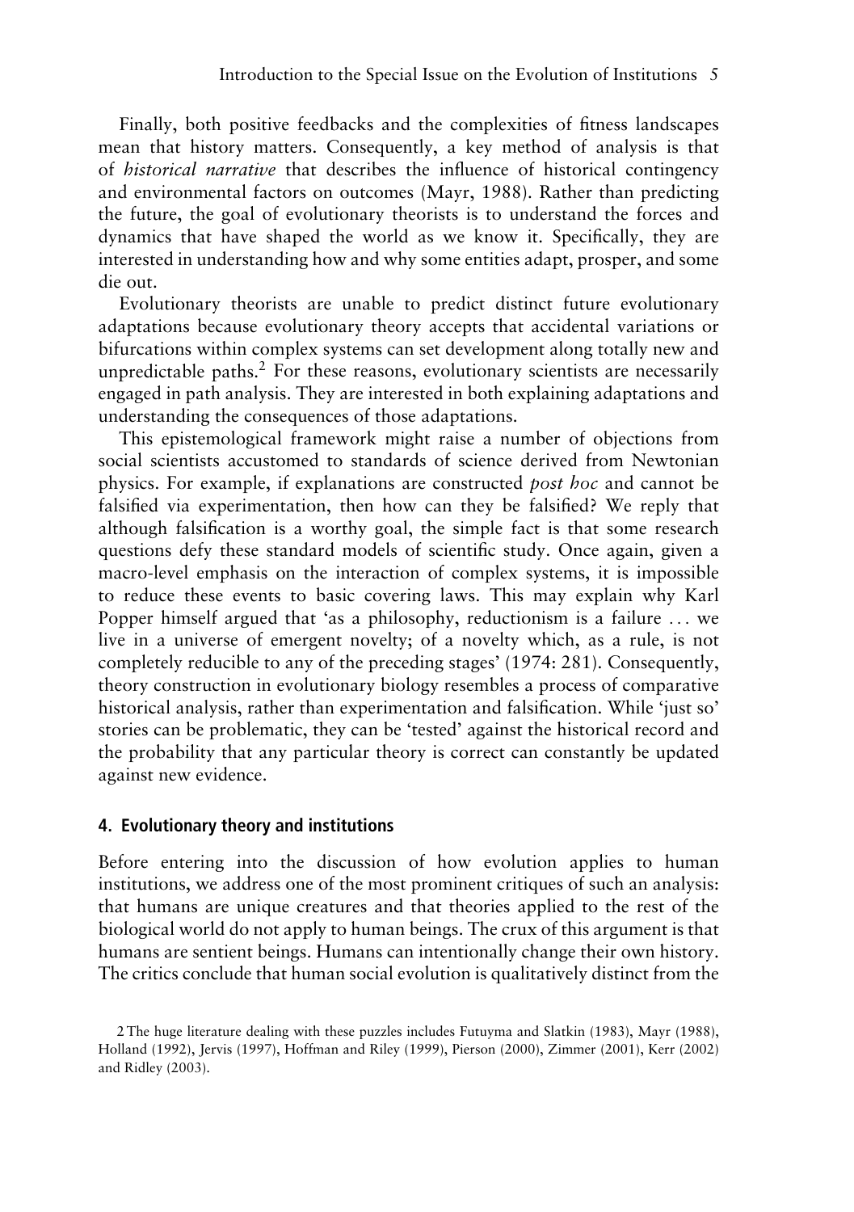Finally, both positive feedbacks and the complexities of fitness landscapes mean that history matters. Consequently, a key method of analysis is that of *historical narrative* that describes the influence of historical contingency and environmental factors on outcomes (Mayr, 1988). Rather than predicting the future, the goal of evolutionary theorists is to understand the forces and dynamics that have shaped the world as we know it. Specifically, they are interested in understanding how and why some entities adapt, prosper, and some die out.

Evolutionary theorists are unable to predict distinct future evolutionary adaptations because evolutionary theory accepts that accidental variations or bifurcations within complex systems can set development along totally new and unpredictable paths.[2] For these reasons, evolutionary scientists are necessarily engaged in path analysis. They are interested in both explaining adaptations and understanding the consequences of those adaptations.

This epistemological framework might raise a number of objections from social scientists accustomed to standards of science derived from Newtonian physics. For example, if explanations are constructed *post hoc* and cannot be falsified via experimentation, then how can they be falsified? We reply that although falsification is a worthy goal, the simple fact is that some research questions defy these standard models of scientific study. Once again, given a macro-level emphasis on the interaction of complex systems, it is impossible to reduce these events to basic covering laws. This may explain why Karl Popper himself argued that 'as a philosophy, reductionism is a failure ... we live in a universe of emergent novelty; of a novelty which, as a rule, is not completely reducible to any of the preceding stages' (1974: 281). Consequently, theory construction in evolutionary biology resembles a process of comparative historical analysis, rather than experimentation and falsification. While 'just so' stories can be problematic, they can be 'tested' against the historical record and the probability that any particular theory is correct can constantly be updated against new evidence.

## 4. Evolutionary theory and institutions

Before entering into the discussion of how evolution applies to human institutions, we address one of the most prominent critiques of such an analysis: that humans are unique creatures and that theories applied to the rest of the biological world do not apply to human beings. The crux of this argument is that humans are sentient beings. Humans can intentionally change their own history. The critics conclude that human social evolution is qualitatively distinct from the

2 The huge literature dealing with these puzzles includes Futuyma and Slatkin (1983), Mayr (1988), Holland (1992), Jervis (1997), Hoffman and Riley (1999), Pierson (2000), Zimmer (2001), Kerr (2002) and Ridley (2003).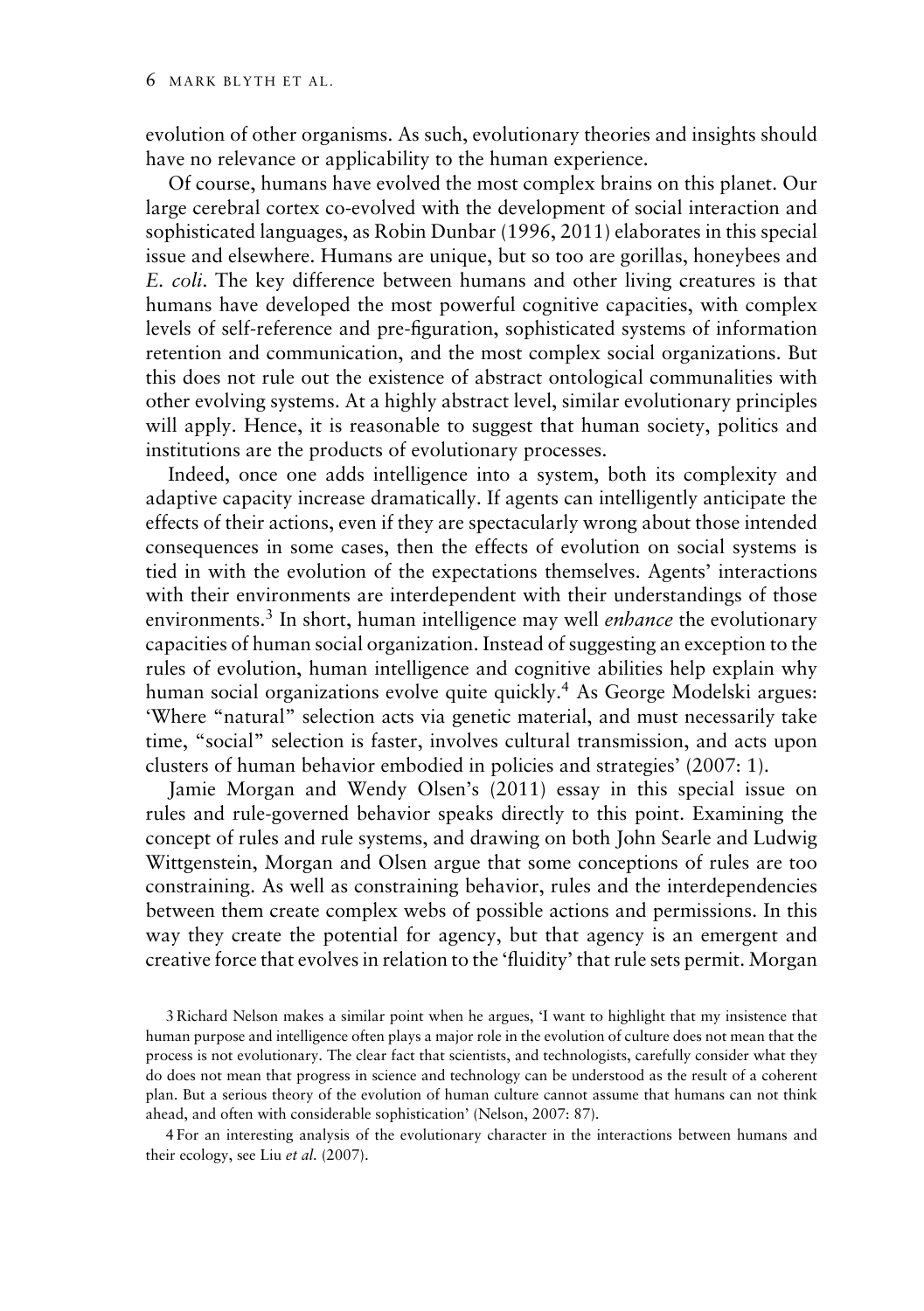evolution of other organisms. As such, evolutionary theories and insights should have no relevance or applicability to the human experience.

Of course, humans have evolved the most complex brains on this planet. Our large cerebral cortex co-evolved with the development of social interaction and sophisticated languages, as Robin Dunbar (1996, 2011) elaborates in this special issue and elsewhere. Humans are unique, but so too are gorillas, honeybees and *E. coli*. The key difference between humans and other living creatures is that humans have developed the most powerful cognitive capacities, with complex levels of self-reference and pre-figuration, sophisticated systems of information retention and communication, and the most complex social organizations. But this does not rule out the existence of abstract ontological communalities with other evolving systems. At a highly abstract level, similar evolutionary principles will apply. Hence, it is reasonable to suggest that human society, politics and institutions are the products of evolutionary processes.

Indeed, once one adds intelligence into a system, both its complexity and adaptive capacity increase dramatically. If agents can intelligently anticipate the effects of their actions, even if they are spectacularly wrong about those intended consequences in some cases, then the effects of evolution on social systems is tied in with the evolution of the expectations themselves. Agents' interactions with their environments are interdependent with their understandings of those environments.[3] In short, human intelligence may well *enhance* the evolutionary capacities of human social organization. Instead of suggesting an exception to the rules of evolution, human intelligence and cognitive abilities help explain why human social organizations evolve quite quickly.[4] As George Modelski argues: 'Where "natural" selection acts via genetic material, and must necessarily take time, "social" selection is faster, involves cultural transmission, and acts upon clusters of human behavior embodied in policies and strategies' (2007: 1).

Jamie Morgan and Wendy Olsen's (2011) essay in this special issue on rules and rule-governed behavior speaks directly to this point. Examining the concept of rules and rule systems, and drawing on both John Searle and Ludwig Wittgenstein, Morgan and Olsen argue that some conceptions of rules are too constraining. As well as constraining behavior, rules and the interdependencies between them create complex webs of possible actions and permissions. In this way they create the potential for agency, but that agency is an emergent and creative force that evolves in relation to the 'fluidity' that rule sets permit. Morgan

3 Richard Nelson makes a similar point when he argues, 'I want to highlight that my insistence that human purpose and intelligence often plays a major role in the evolution of culture does not mean that the process is not evolutionary. The clear fact that scientists, and technologists, carefully consider what they do does not mean that progress in science and technology can be understood as the result of a coherent plan. But a serious theory of the evolution of human culture cannot assume that humans can not think ahead, and often with considerable sophistication' (Nelson, 2007: 87).

4 For an interesting analysis of the evolutionary character in the interactions between humans and their ecology, see Liu *et al.* (2007).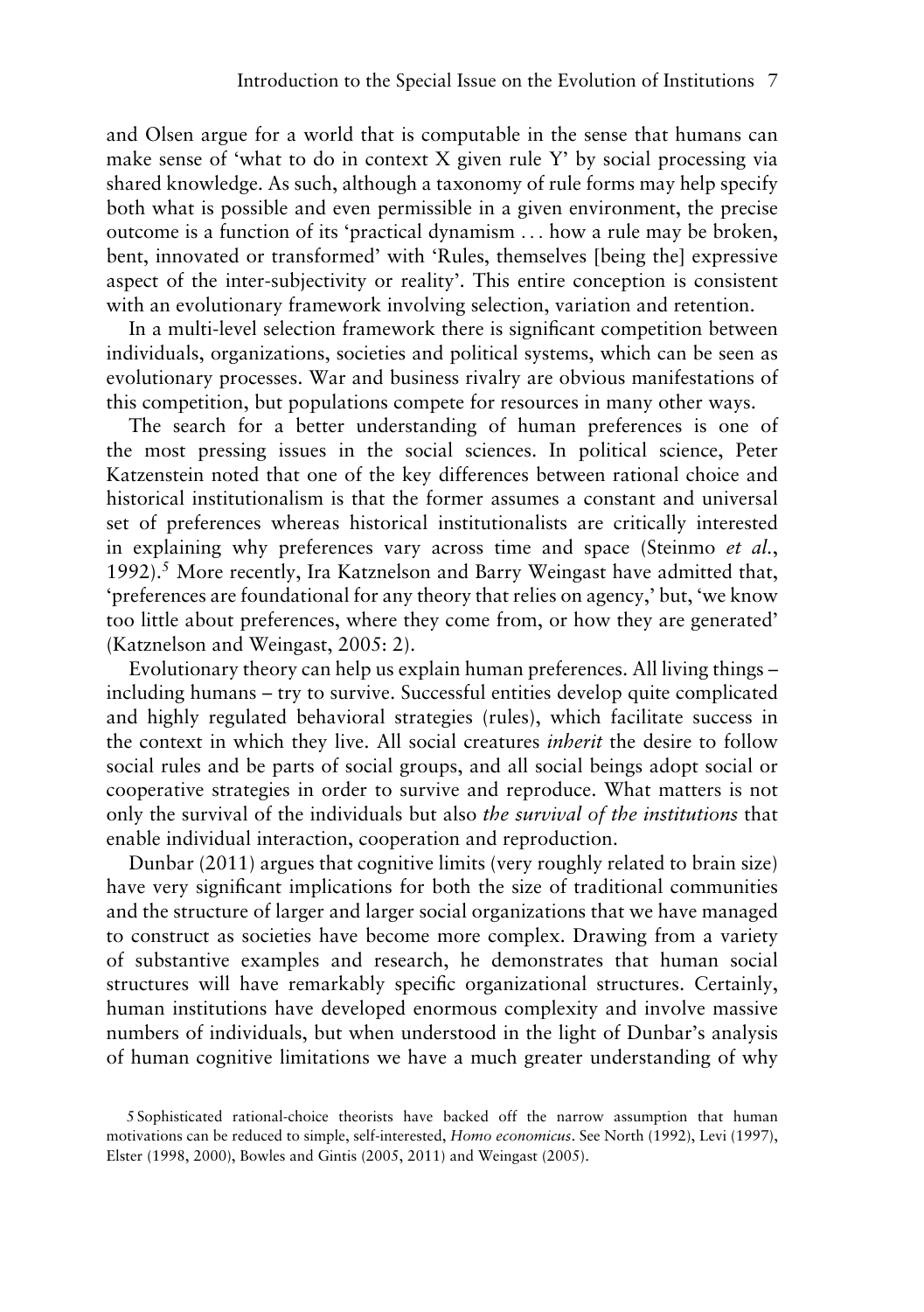and Olsen argue for a world that is computable in the sense that humans can make sense of 'what to do in context X given rule Y' by social processing via shared knowledge. As such, although a taxonomy of rule forms may help specify both what is possible and even permissible in a given environment, the precise outcome is a function of its 'practical dynamism . . . how a rule may be broken, bent, innovated or transformed' with 'Rules, themselves [being the] expressive aspect of the inter-subjectivity or reality'. This entire conception is consistent with an evolutionary framework involving selection, variation and retention.

In a multi-level selection framework there is significant competition between individuals, organizations, societies and political systems, which can be seen as evolutionary processes. War and business rivalry are obvious manifestations of this competition, but populations compete for resources in many other ways.

The search for a better understanding of human preferences is one of the most pressing issues in the social sciences. In political science, Peter Katzenstein noted that one of the key differences between rational choice and historical institutionalism is that the former assumes a constant and universal set of preferences whereas historical institutionalists are critically interested in explaining why preferences vary across time and space (Steinmo *et al.*, 1992).[5] More recently, Ira Katznelson and Barry Weingast have admitted that, 'preferences are foundational for any theory that relies on agency,' but, 'we know too little about preferences, where they come from, or how they are generated' (Katznelson and Weingast, 2005: 2).

Evolutionary theory can help us explain human preferences. All living things – including humans – try to survive. Successful entities develop quite complicated and highly regulated behavioral strategies (rules), which facilitate success in the context in which they live. All social creatures *inherit* the desire to follow social rules and be parts of social groups, and all social beings adopt social or cooperative strategies in order to survive and reproduce. What matters is not only the survival of the individuals but also *the survival of the institutions* that enable individual interaction, cooperation and reproduction.

Dunbar (2011) argues that cognitive limits (very roughly related to brain size) have very significant implications for both the size of traditional communities and the structure of larger and larger social organizations that we have managed to construct as societies have become more complex. Drawing from a variety of substantive examples and research, he demonstrates that human social structures will have remarkably specific organizational structures. Certainly, human institutions have developed enormous complexity and involve massive numbers of individuals, but when understood in the light of Dunbar's analysis of human cognitive limitations we have a much greater understanding of why

5 Sophisticated rational-choice theorists have backed off the narrow assumption that human motivations can be reduced to simple, self-interested, *Homo economicus*. See North (1992), Levi (1997), Elster (1998, 2000), Bowles and Gintis (2005, 2011) and Weingast (2005).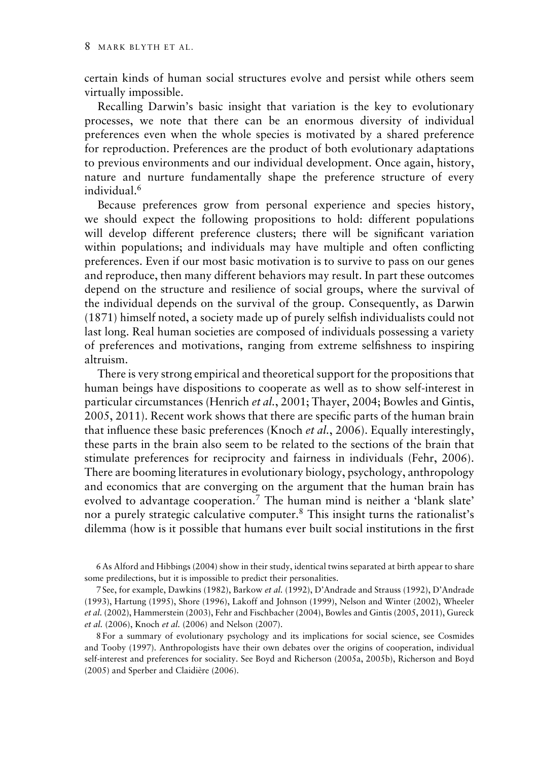certain kinds of human social structures evolve and persist while others seem virtually impossible.

Recalling Darwin's basic insight that variation is the key to evolutionary processes, we note that there can be an enormous diversity of individual preferences even when the whole species is motivated by a shared preference for reproduction. Preferences are the product of both evolutionary adaptations to previous environments and our individual development. Once again, history, nature and nurture fundamentally shape the preference structure of every individual.[6]

Because preferences grow from personal experience and species history, we should expect the following propositions to hold: different populations will develop different preference clusters; there will be significant variation within populations; and individuals may have multiple and often conflicting preferences. Even if our most basic motivation is to survive to pass on our genes and reproduce, then many different behaviors may result. In part these outcomes depend on the structure and resilience of social groups, where the survival of the individual depends on the survival of the group. Consequently, as Darwin (1871) himself noted, a society made up of purely selfish individualists could not last long. Real human societies are composed of individuals possessing a variety of preferences and motivations, ranging from extreme selfishness to inspiring altruism.

There is very strong empirical and theoretical support for the propositions that human beings have dispositions to cooperate as well as to show self-interest in particular circumstances (Henrich *et al.*, 2001; Thayer, 2004; Bowles and Gintis, 2005, 2011). Recent work shows that there are specific parts of the human brain that influence these basic preferences (Knoch *et al.*, 2006). Equally interestingly, these parts in the brain also seem to be related to the sections of the brain that stimulate preferences for reciprocity and fairness in individuals (Fehr, 2006). There are booming literatures in evolutionary biology, psychology, anthropology and economics that are converging on the argument that the human brain has evolved to advantage cooperation.[7] The human mind is neither a 'blank slate' nor a purely strategic calculative computer.[8] This insight turns the rationalist's dilemma (how is it possible that humans ever built social institutions in the first

6 As Alford and Hibbings (2004) show in their study, identical twins separated at birth appear to share some predilections, but it is impossible to predict their personalities.

7 See, for example, Dawkins (1982), Barkow *et al.* (1992), D'Andrade and Strauss (1992), D'Andrade (1993), Hartung (1995), Shore (1996), Lakoff and Johnson (1999), Nelson and Winter (2002), Wheeler *et al.* (2002), Hammerstein (2003), Fehr and Fischbacher (2004), Bowles and Gintis (2005, 2011), Gureck *et al.* (2006), Knoch *et al.* (2006) and Nelson (2007).

8 For a summary of evolutionary psychology and its implications for social science, see Cosmides and Tooby (1997). Anthropologists have their own debates over the origins of cooperation, individual self-interest and preferences for sociality. See Boyd and Richerson (2005a, 2005b), Richerson and Boyd (2005) and Sperber and Claidière (2006).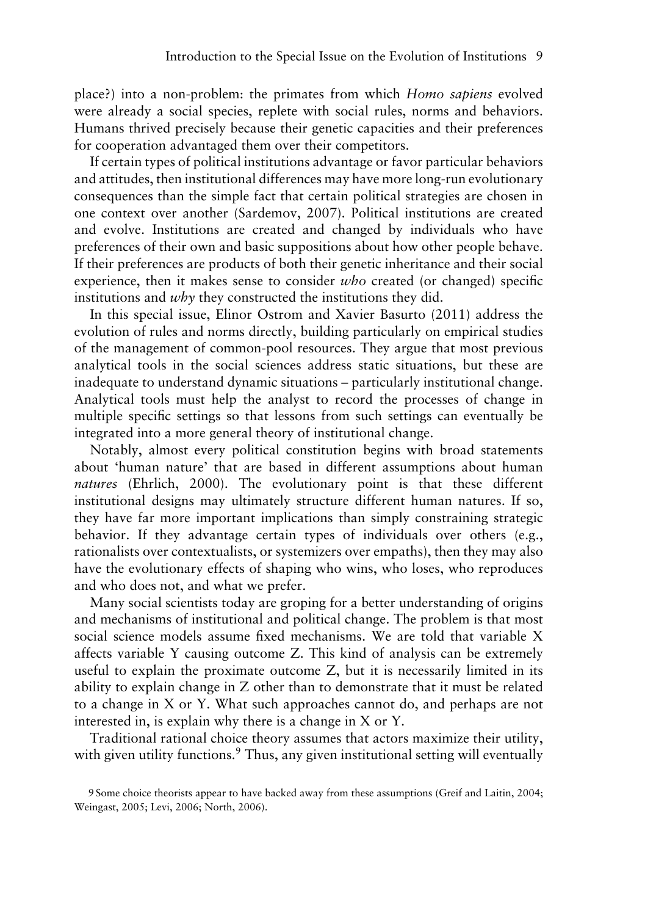place?) into a non-problem: the primates from which *Homo sapiens* evolved were already a social species, replete with social rules, norms and behaviors. Humans thrived precisely because their genetic capacities and their preferences for cooperation advantaged them over their competitors.

If certain types of political institutions advantage or favor particular behaviors and attitudes, then institutional differences may have more long-run evolutionary consequences than the simple fact that certain political strategies are chosen in one context over another (Sardemov, 2007). Political institutions are created and evolve. Institutions are created and changed by individuals who have preferences of their own and basic suppositions about how other people behave. If their preferences are products of both their genetic inheritance and their social experience, then it makes sense to consider *who* created (or changed) specific institutions and *why* they constructed the institutions they did.

In this special issue, Elinor Ostrom and Xavier Basurto (2011) address the evolution of rules and norms directly, building particularly on empirical studies of the management of common-pool resources. They argue that most previous analytical tools in the social sciences address static situations, but these are inadequate to understand dynamic situations – particularly institutional change. Analytical tools must help the analyst to record the processes of change in multiple specific settings so that lessons from such settings can eventually be integrated into a more general theory of institutional change.

Notably, almost every political constitution begins with broad statements about 'human nature' that are based in different assumptions about human *natures* (Ehrlich, 2000). The evolutionary point is that these different institutional designs may ultimately structure different human natures. If so, they have far more important implications than simply constraining strategic behavior. If they advantage certain types of individuals over others (e.g., rationalists over contextualists, or systemizers over empaths), then they may also have the evolutionary effects of shaping who wins, who loses, who reproduces and who does not, and what we prefer.

Many social scientists today are groping for a better understanding of origins and mechanisms of institutional and political change. The problem is that most social science models assume fixed mechanisms. We are told that variable X affects variable Y causing outcome Z. This kind of analysis can be extremely useful to explain the proximate outcome Z, but it is necessarily limited in its ability to explain change in Z other than to demonstrate that it must be related to a change in X or Y. What such approaches cannot do, and perhaps are not interested in, is explain why there is a change in X or Y.

Traditional rational choice theory assumes that actors maximize their utility, with given utility functions.[9] Thus, any given institutional setting will eventually

[9] Some choice theorists appear to have backed away from these assumptions (Greif and Laitin, 2004; Weingast, 2005; Levi, 2006; North, 2006).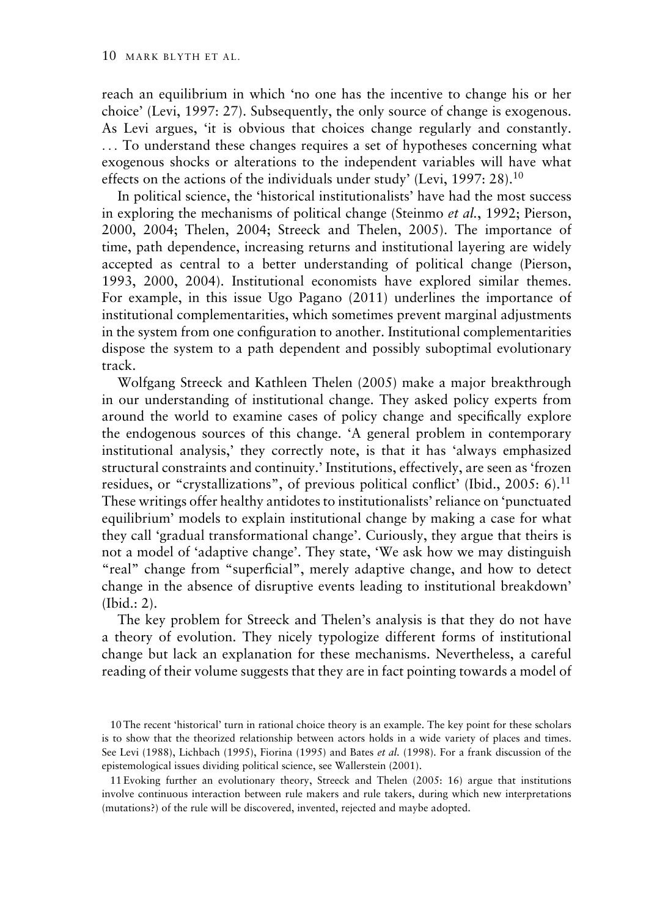reach an equilibrium in which 'no one has the incentive to change his or her choice' (Levi, 1997: 27). Subsequently, the only source of change is exogenous. As Levi argues, 'it is obvious that choices change regularly and constantly. . . . To understand these changes requires a set of hypotheses concerning what exogenous shocks or alterations to the independent variables will have what effects on the actions of the individuals under study' (Levi, 1997: 28).[10]

In political science, the 'historical institutionalists' have had the most success in exploring the mechanisms of political change (Steinmo *et al.*, 1992; Pierson, 2000, 2004; Thelen, 2004; Streeck and Thelen, 2005). The importance of time, path dependence, increasing returns and institutional layering are widely accepted as central to a better understanding of political change (Pierson, 1993, 2000, 2004). Institutional economists have explored similar themes. For example, in this issue Ugo Pagano (2011) underlines the importance of institutional complementarities, which sometimes prevent marginal adjustments in the system from one configuration to another. Institutional complementarities dispose the system to a path dependent and possibly suboptimal evolutionary track.

Wolfgang Streeck and Kathleen Thelen (2005) make a major breakthrough in our understanding of institutional change. They asked policy experts from around the world to examine cases of policy change and specifically explore the endogenous sources of this change. 'A general problem in contemporary institutional analysis,' they correctly note, is that it has 'always emphasized structural constraints and continuity.' Institutions, effectively, are seen as 'frozen residues, or "crystallizations", of previous political conflict' (Ibid., 2005: 6).[11] These writings offer healthy antidotes to institutionalists' reliance on 'punctuated equilibrium' models to explain institutional change by making a case for what they call 'gradual transformational change'. Curiously, they argue that theirs is not a model of 'adaptive change'. They state, 'We ask how we may distinguish "real" change from "superficial", merely adaptive change, and how to detect change in the absence of disruptive events leading to institutional breakdown' (Ibid.: 2).

The key problem for Streeck and Thelen's analysis is that they do not have a theory of evolution. They nicely typologize different forms of institutional change but lack an explanation for these mechanisms. Nevertheless, a careful reading of their volume suggests that they are in fact pointing towards a model of

10 The recent 'historical' turn in rational choice theory is an example. The key point for these scholars is to show that the theorized relationship between actors holds in a wide variety of places and times. See Levi (1988), Lichbach (1995), Fiorina (1995) and Bates *et al.* (1998). For a frank discussion of the epistemological issues dividing political science, see Wallerstein (2001).

11 Evoking further an evolutionary theory, Streeck and Thelen (2005: 16) argue that institutions involve continuous interaction between rule makers and rule takers, during which new interpretations (mutations?) of the rule will be discovered, invented, rejected and maybe adopted.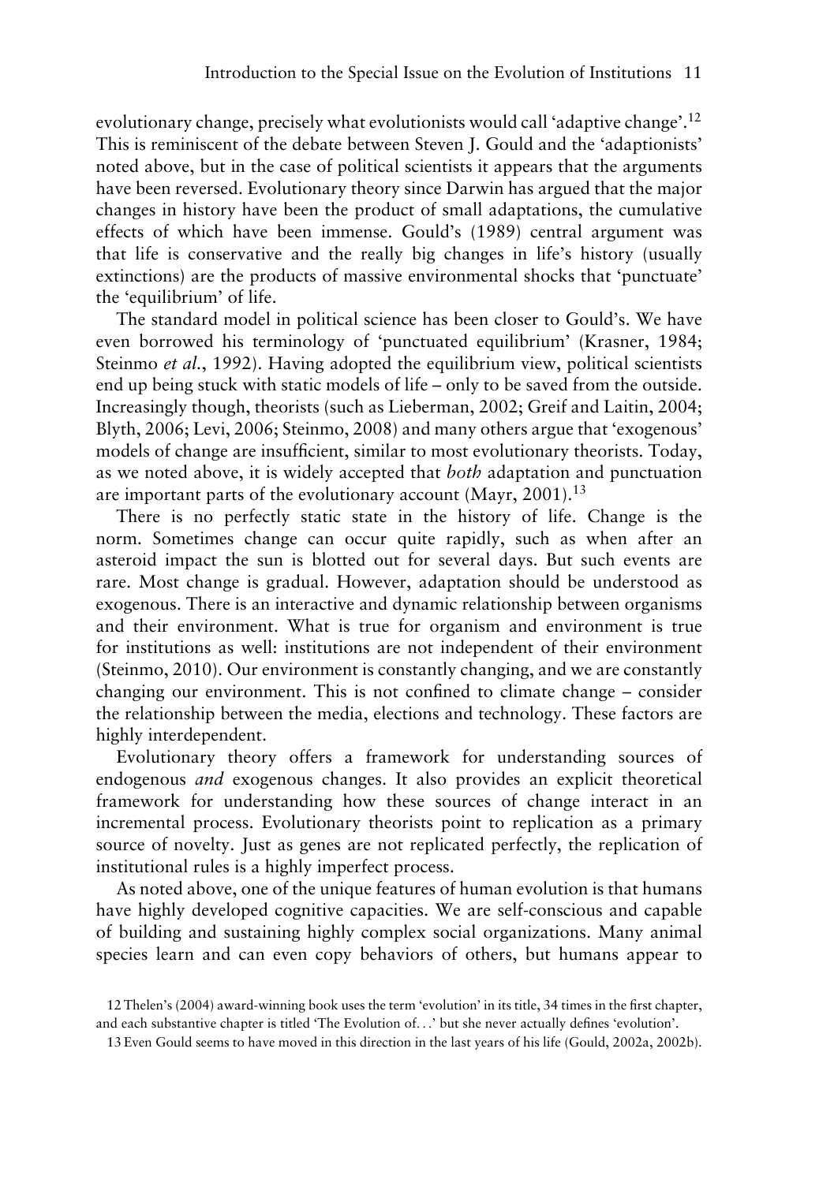evolutionary change, precisely what evolutionists would call 'adaptive change'.[12] This is reminiscent of the debate between Steven J. Gould and the 'adaptionists' noted above, but in the case of political scientists it appears that the arguments have been reversed. Evolutionary theory since Darwin has argued that the major changes in history have been the product of small adaptations, the cumulative effects of which have been immense. Gould's (1989) central argument was that life is conservative and the really big changes in life's history (usually extinctions) are the products of massive environmental shocks that 'punctuate' the 'equilibrium' of life.

The standard model in political science has been closer to Gould's. We have even borrowed his terminology of 'punctuated equilibrium' (Krasner, 1984; Steinmo *et al.*, 1992). Having adopted the equilibrium view, political scientists end up being stuck with static models of life – only to be saved from the outside. Increasingly though, theorists (such as Lieberman, 2002; Greif and Laitin, 2004; Blyth, 2006; Levi, 2006; Steinmo, 2008) and many others argue that 'exogenous' models of change are insufficient, similar to most evolutionary theorists. Today, as we noted above, it is widely accepted that *both* adaptation and punctuation are important parts of the evolutionary account (Mayr, 2001).[13]

There is no perfectly static state in the history of life. Change is the norm. Sometimes change can occur quite rapidly, such as when after an asteroid impact the sun is blotted out for several days. But such events are rare. Most change is gradual. However, adaptation should be understood as exogenous. There is an interactive and dynamic relationship between organisms and their environment. What is true for organism and environment is true for institutions as well: institutions are not independent of their environment (Steinmo, 2010). Our environment is constantly changing, and we are constantly changing our environment. This is not confined to climate change – consider the relationship between the media, elections and technology. These factors are highly interdependent.

Evolutionary theory offers a framework for understanding sources of endogenous *and* exogenous changes. It also provides an explicit theoretical framework for understanding how these sources of change interact in an incremental process. Evolutionary theorists point to replication as a primary source of novelty. Just as genes are not replicated perfectly, the replication of institutional rules is a highly imperfect process.

As noted above, one of the unique features of human evolution is that humans have highly developed cognitive capacities. We are self-conscious and capable of building and sustaining highly complex social organizations. Many animal species learn and can even copy behaviors of others, but humans appear to

12 Thelen's (2004) award-winning book uses the term 'evolution' in its title, 34 times in the first chapter, and each substantive chapter is titled 'The Evolution of…' but she never actually defines 'evolution'.

13 Even Gould seems to have moved in this direction in the last years of his life (Gould, 2002a, 2002b).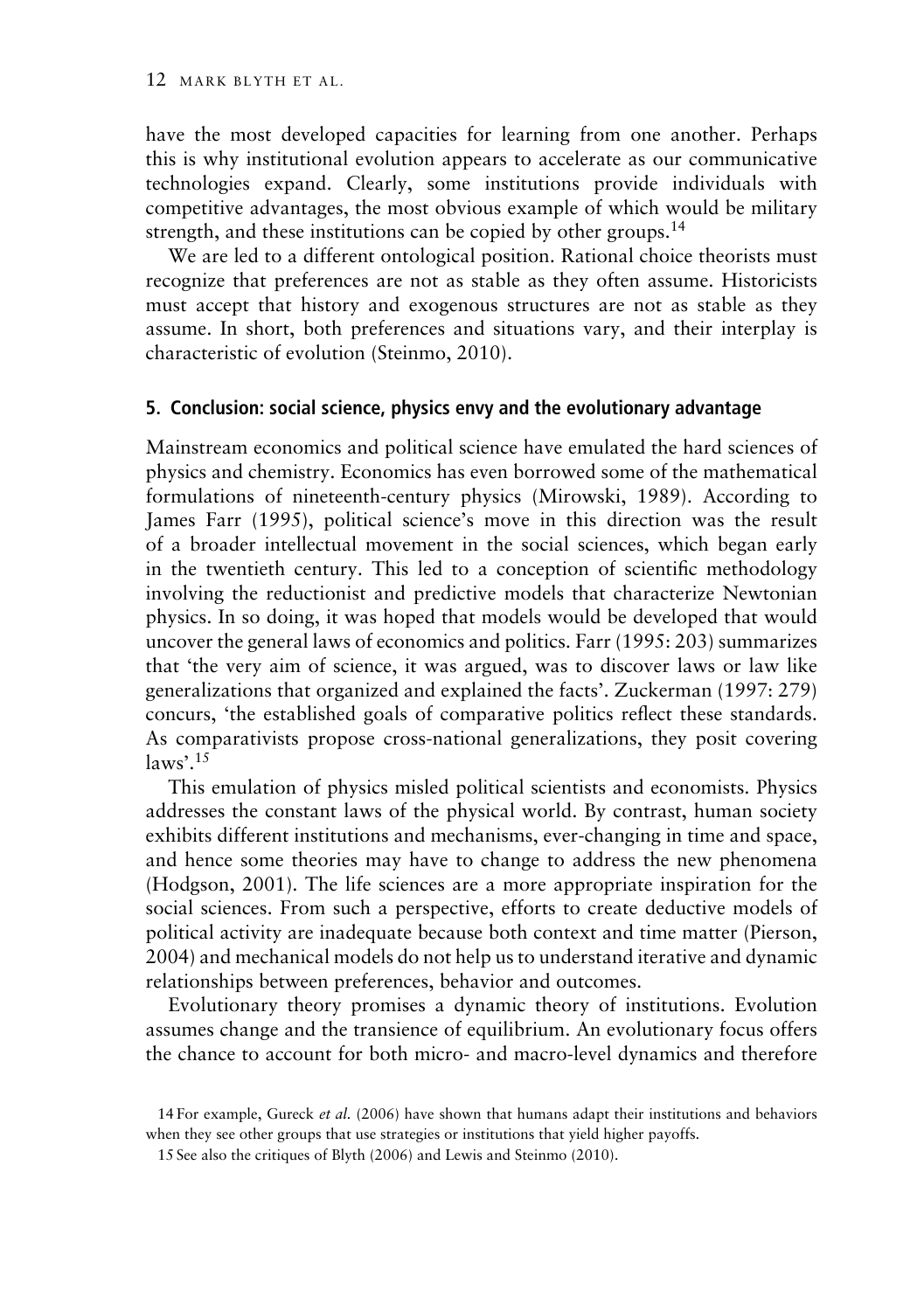have the most developed capacities for learning from one another. Perhaps this is why institutional evolution appears to accelerate as our communicative technologies expand. Clearly, some institutions provide individuals with competitive advantages, the most obvious example of which would be military strength, and these institutions can be copied by other groups.[14]

We are led to a different ontological position. Rational choice theorists must recognize that preferences are not as stable as they often assume. Historicists must accept that history and exogenous structures are not as stable as they assume. In short, both preferences and situations vary, and their interplay is characteristic of evolution (Steinmo, 2010).

## 5. Conclusion: social science, physics envy and the evolutionary advantage

Mainstream economics and political science have emulated the hard sciences of physics and chemistry. Economics has even borrowed some of the mathematical formulations of nineteenth-century physics (Mirowski, 1989). According to James Farr (1995), political science's move in this direction was the result of a broader intellectual movement in the social sciences, which began early in the twentieth century. This led to a conception of scientific methodology involving the reductionist and predictive models that characterize Newtonian physics. In so doing, it was hoped that models would be developed that would uncover the general laws of economics and politics. Farr (1995: 203) summarizes that 'the very aim of science, it was argued, was to discover laws or law like generalizations that organized and explained the facts'. Zuckerman (1997: 279) concurs, 'the established goals of comparative politics reflect these standards. As comparativists propose cross-national generalizations, they posit covering laws'.[15]

This emulation of physics misled political scientists and economists. Physics addresses the constant laws of the physical world. By contrast, human society exhibits different institutions and mechanisms, ever-changing in time and space, and hence some theories may have to change to address the new phenomena (Hodgson, 2001). The life sciences are a more appropriate inspiration for the social sciences. From such a perspective, efforts to create deductive models of political activity are inadequate because both context and time matter (Pierson, 2004) and mechanical models do not help us to understand iterative and dynamic relationships between preferences, behavior and outcomes.

Evolutionary theory promises a dynamic theory of institutions. Evolution assumes change and the transience of equilibrium. An evolutionary focus offers the chance to account for both micro- and macro-level dynamics and therefore

[14] For example, Gureck *et al.* (2006) have shown that humans adapt their institutions and behaviors when they see other groups that use strategies or institutions that yield higher payoffs.

[15] See also the critiques of Blyth (2006) and Lewis and Steinmo (2010).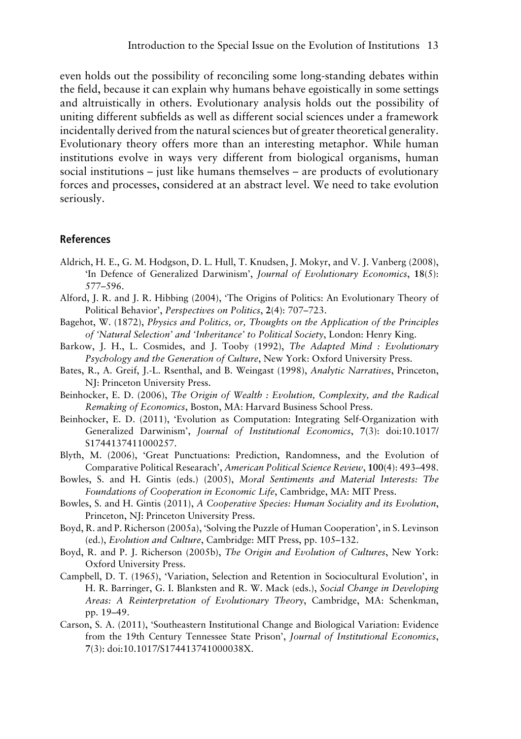even holds out the possibility of reconciling some long-standing debates within the field, because it can explain why humans behave egoistically in some settings and altruistically in others. Evolutionary analysis holds out the possibility of uniting different subfields as well as different social sciences under a framework incidentally derived from the natural sciences but of greater theoretical generality. Evolutionary theory offers more than an interesting metaphor. While human institutions evolve in ways very different from biological organisms, human social institutions – just like humans themselves – are products of evolutionary forces and processes, considered at an abstract level. We need to take evolution seriously.

## References

Aldrich, H. E., G. M. Hodgson, D. L. Hull, T. Knudsen, J. Mokyr, and V. J. Vanberg (2008), 'In Defence of Generalized Darwinism', *Journal of Evolutionary Economics*, **18**(5): 577–596.

Alford, J. R. and J. R. Hibbing (2004), 'The Origins of Politics: An Evolutionary Theory of Political Behavior', *Perspectives on Politics*, **2**(4): 707–723.

Bagehot, W. (1872), *Physics and Politics, or, Thoughts on the Application of the Principles of 'Natural Selection' and 'Inheritance' to Political Society*, London: Henry King.

Barkow, J. H., L. Cosmides, and J. Tooby (1992), *The Adapted Mind : Evolutionary Psychology and the Generation of Culture*, New York: Oxford University Press.

Bates, R., A. Greif, J.-L. Rsenthal, and B. Weingast (1998), *Analytic Narratives*, Princeton, NJ: Princeton University Press.

Beinhocker, E. D. (2006), *The Origin of Wealth : Evolution, Complexity, and the Radical Remaking of Economics*, Boston, MA: Harvard Business School Press.

Beinhocker, E. D. (2011), 'Evolution as Computation: Integrating Self-Organization with Generalized Darwinism', *Journal of Institutional Economics*, **7**(3): doi:10.1017/S1744137411000257.

Blyth, M. (2006), 'Great Punctuations: Prediction, Randomness, and the Evolution of Comparative Political Researach', *American Political Science Review*, **100**(4): 493–498.

Bowles, S. and H. Gintis (eds.) (2005), *Moral Sentiments and Material Interests: The Foundations of Cooperation in Economic Life*, Cambridge, MA: MIT Press.

Bowles, S. and H. Gintis (2011), *A Cooperative Species: Human Sociality and its Evolution*, Princeton, NJ: Princeton University Press.

Boyd, R. and P. Richerson (2005a), 'Solving the Puzzle of Human Cooperation', in S. Levinson (ed.), *Evolution and Culture*, Cambridge: MIT Press, pp. 105–132.

Boyd, R. and P. J. Richerson (2005b), *The Origin and Evolution of Cultures*, New York: Oxford University Press.

Campbell, D. T. (1965), 'Variation, Selection and Retention in Sociocultural Evolution', in H. R. Barringer, G. I. Blanksten and R. W. Mack (eds.), *Social Change in Developing Areas: A Reinterpretation of Evolutionary Theory*, Cambridge, MA: Schenkman, pp. 19–49.

Carson, S. A. (2011), 'Southeastern Institutional Change and Biological Variation: Evidence from the 19th Century Tennessee State Prison', *Journal of Institutional Economics*, **7**(3): doi:10.1017/S174413741000038X.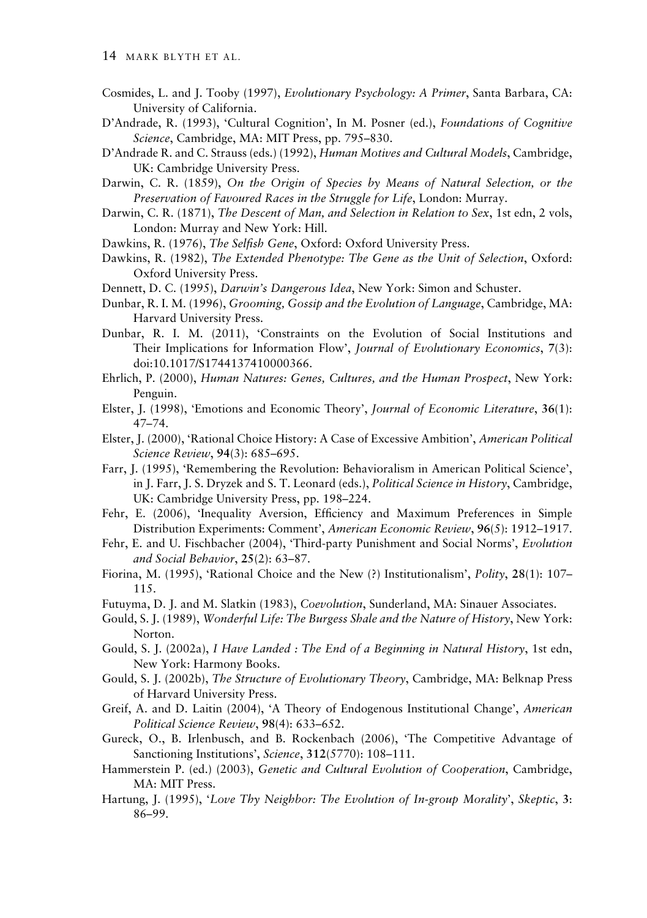Cosmides, L. and J. Tooby (1997), *Evolutionary Psychology: A Primer*, Santa Barbara, CA: University of California.

D'Andrade, R. (1993), 'Cultural Cognition', In M. Posner (ed.), *Foundations of Cognitive Science*, Cambridge, MA: MIT Press, pp. 795–830.

D'Andrade R. and C. Strauss (eds.) (1992), *Human Motives and Cultural Models*, Cambridge, UK: Cambridge University Press.

Darwin, C. R. (1859), *On the Origin of Species by Means of Natural Selection, or the Preservation of Favoured Races in the Struggle for Life*, London: Murray.

Darwin, C. R. (1871), *The Descent of Man, and Selection in Relation to Sex*, 1st edn, 2 vols, London: Murray and New York: Hill.

Dawkins, R. (1976), *The Selfish Gene*, Oxford: Oxford University Press.

Dawkins, R. (1982), *The Extended Phenotype: The Gene as the Unit of Selection*, Oxford: Oxford University Press.

Dennett, D. C. (1995), *Darwin's Dangerous Idea*, New York: Simon and Schuster.

Dunbar, R. I. M. (1996), *Grooming, Gossip and the Evolution of Language*, Cambridge, MA: Harvard University Press.

Dunbar, R. I. M. (2011), 'Constraints on the Evolution of Social Institutions and Their Implications for Information Flow', *Journal of Evolutionary Economics*, **7**(3): doi:10.1017/S1744137410000366.

Ehrlich, P. (2000), *Human Natures: Genes, Cultures, and the Human Prospect*, New York: Penguin.

Elster, J. (1998), 'Emotions and Economic Theory', *Journal of Economic Literature*, **36**(1): 47–74.

Elster, J. (2000), 'Rational Choice History: A Case of Excessive Ambition', *American Political Science Review*, **94**(3): 685–695.

Farr, J. (1995), 'Remembering the Revolution: Behavioralism in American Political Science', in J. Farr, J. S. Dryzek and S. T. Leonard (eds.), *Political Science in History*, Cambridge, UK: Cambridge University Press, pp. 198–224.

Fehr, E. (2006), 'Inequality Aversion, Efficiency and Maximum Preferences in Simple Distribution Experiments: Comment', *American Economic Review*, **96**(5): 1912–1917.

Fehr, E. and U. Fischbacher (2004), 'Third-party Punishment and Social Norms', *Evolution and Social Behavior*, **25**(2): 63–87.

Fiorina, M. (1995), 'Rational Choice and the New (?) Institutionalism', *Polity*, **28**(1): 107–115.

Futuyma, D. J. and M. Slatkin (1983), *Coevolution*, Sunderland, MA: Sinauer Associates.

Gould, S. J. (1989), *Wonderful Life: The Burgess Shale and the Nature of History*, New York: Norton.

Gould, S. J. (2002a), *I Have Landed : The End of a Beginning in Natural History*, 1st edn, New York: Harmony Books.

Gould, S. J. (2002b), *The Structure of Evolutionary Theory*, Cambridge, MA: Belknap Press of Harvard University Press.

Greif, A. and D. Laitin (2004), 'A Theory of Endogenous Institutional Change', *American Political Science Review*, **98**(4): 633–652.

Gureck, O., B. Irlenbusch, and B. Rockenbach (2006), 'The Competitive Advantage of Sanctioning Institutions', *Science*, **312**(5770): 108–111.

Hammerstein P. (ed.) (2003), *Genetic and Cultural Evolution of Cooperation*, Cambridge, MA: MIT Press.

Hartung, J. (1995), '*Love Thy Neighbor: The Evolution of In-group Morality*', *Skeptic*, **3**: 86–99.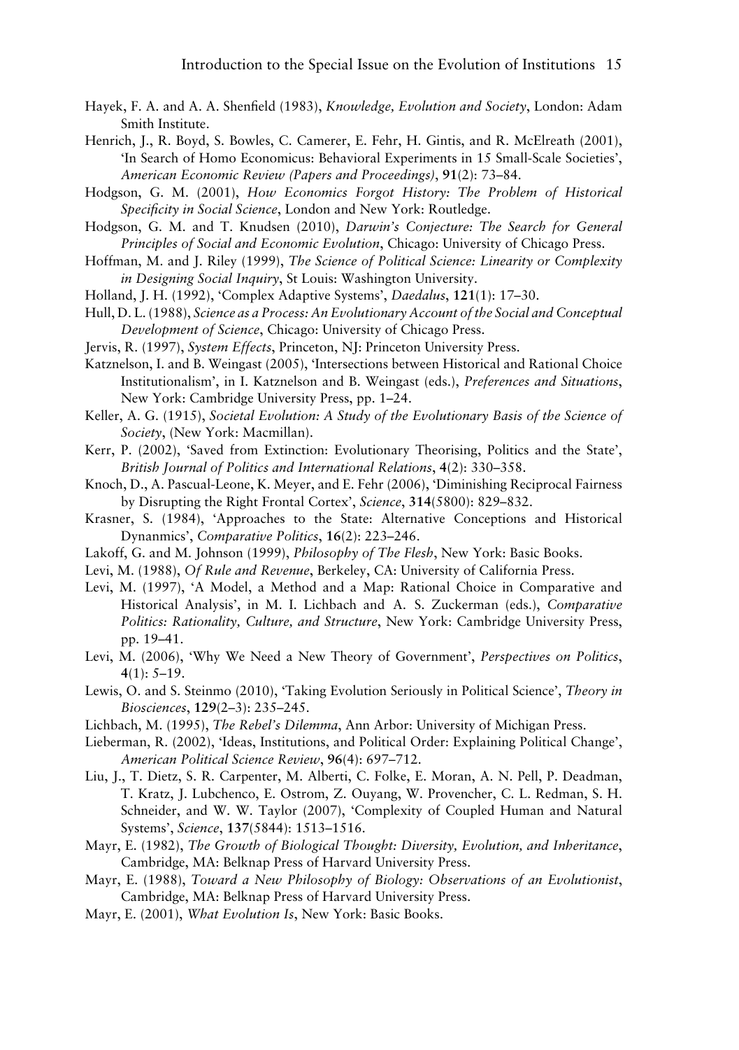Hayek, F. A. and A. A. Shenfield (1983), *Knowledge, Evolution and Society*, London: Adam Smith Institute.

Henrich, J., R. Boyd, S. Bowles, C. Camerer, E. Fehr, H. Gintis, and R. McElreath (2001), 'In Search of Homo Economicus: Behavioral Experiments in 15 Small-Scale Societies', *American Economic Review (Papers and Proceedings)*, **91**(2): 73–84.

Hodgson, G. M. (2001), *How Economics Forgot History: The Problem of Historical Specificity in Social Science*, London and New York: Routledge.

Hodgson, G. M. and T. Knudsen (2010), *Darwin's Conjecture: The Search for General Principles of Social and Economic Evolution*, Chicago: University of Chicago Press.

Hoffman, M. and J. Riley (1999), *The Science of Political Science: Linearity or Complexity in Designing Social Inquiry*, St Louis: Washington University.

Holland, J. H. (1992), 'Complex Adaptive Systems', *Daedalus*, **121**(1): 17–30.

Hull, D. L. (1988), *Science as a Process: An Evolutionary Account of the Social and Conceptual Development of Science*, Chicago: University of Chicago Press.

Jervis, R. (1997), *System Effects*, Princeton, NJ: Princeton University Press.

Katznelson, I. and B. Weingast (2005), 'Intersections between Historical and Rational Choice Institutionalism', in I. Katznelson and B. Weingast (eds.), *Preferences and Situations*, New York: Cambridge University Press, pp. 1–24.

Keller, A. G. (1915), *Societal Evolution: A Study of the Evolutionary Basis of the Science of Society*, (New York: Macmillan).

Kerr, P. (2002), 'Saved from Extinction: Evolutionary Theorising, Politics and the State', *British Journal of Politics and International Relations*, **4**(2): 330–358.

Knoch, D., A. Pascual-Leone, K. Meyer, and E. Fehr (2006), 'Diminishing Reciprocal Fairness by Disrupting the Right Frontal Cortex', *Science*, **314**(5800): 829–832.

Krasner, S. (1984), 'Approaches to the State: Alternative Conceptions and Historical Dynanmics', *Comparative Politics*, **16**(2): 223–246.

Lakoff, G. and M. Johnson (1999), *Philosophy of The Flesh*, New York: Basic Books.

Levi, M. (1988), *Of Rule and Revenue*, Berkeley, CA: University of California Press.

Levi, M. (1997), 'A Model, a Method and a Map: Rational Choice in Comparative and Historical Analysis', in M. I. Lichbach and A. S. Zuckerman (eds.), *Comparative Politics: Rationality, Culture, and Structure*, New York: Cambridge University Press, pp. 19–41.

Levi, M. (2006), 'Why We Need a New Theory of Government', *Perspectives on Politics*, **4**(1): 5–19.

Lewis, O. and S. Steinmo (2010), 'Taking Evolution Seriously in Political Science', *Theory in Biosciences*, **129**(2–3): 235–245.

Lichbach, M. (1995), *The Rebel's Dilemma*, Ann Arbor: University of Michigan Press.

Lieberman, R. (2002), 'Ideas, Institutions, and Political Order: Explaining Political Change', *American Political Science Review*, **96**(4): 697–712.

Liu, J., T. Dietz, S. R. Carpenter, M. Alberti, C. Folke, E. Moran, A. N. Pell, P. Deadman, T. Kratz, J. Lubchenco, E. Ostrom, Z. Ouyang, W. Provencher, C. L. Redman, S. H. Schneider, and W. W. Taylor (2007), 'Complexity of Coupled Human and Natural Systems', *Science*, **137**(5844): 1513–1516.

Mayr, E. (1982), *The Growth of Biological Thought: Diversity, Evolution, and Inheritance*, Cambridge, MA: Belknap Press of Harvard University Press.

Mayr, E. (1988), *Toward a New Philosophy of Biology: Observations of an Evolutionist*, Cambridge, MA: Belknap Press of Harvard University Press.

Mayr, E. (2001), *What Evolution Is*, New York: Basic Books.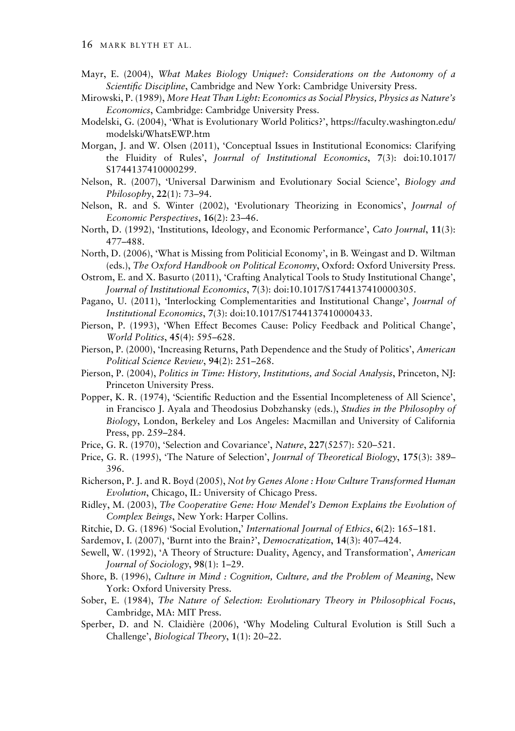Mayr, E. (2004), *What Makes Biology Unique?: Considerations on the Autonomy of a Scientific Discipline*, Cambridge and New York: Cambridge University Press.

Mirowski, P. (1989), *More Heat Than Light: Economics as Social Physics, Physics as Nature's Economics*, Cambridge: Cambridge University Press.

Modelski, G. (2004), 'What is Evolutionary World Politics?', https://faculty.washington.edu/modelski/WhatsEWP.htm

Morgan, J. and W. Olsen (2011), 'Conceptual Issues in Institutional Economics: Clarifying the Fluidity of Rules', *Journal of Institutional Economics*, **7**(3): doi:10.1017/S1744137410000299.

Nelson, R. (2007), 'Universal Darwinism and Evolutionary Social Science', *Biology and Philosophy*, **22**(1): 73–94.

Nelson, R. and S. Winter (2002), 'Evolutionary Theorizing in Economics', *Journal of Economic Perspectives*, **16**(2): 23–46.

North, D. (1992), 'Institutions, Ideology, and Economic Performance', *Cato Journal*, **11**(3): 477–488.

North, D. (2006), 'What is Missing from Politicial Economy', in B. Weingast and D. Wiltman (eds.), *The Oxford Handbook on Political Economy*, Oxford: Oxford University Press.

Ostrom, E. and X. Basurto (2011), 'Crafting Analytical Tools to Study Institutional Change', *Journal of Institutional Economics*, **7**(3): doi:10.1017/S1744137410000305.

Pagano, U. (2011), 'Interlocking Complementarities and Institutional Change', *Journal of Institutional Economics*, **7**(3): doi:10.1017/S1744137410000433.

Pierson, P. (1993), 'When Effect Becomes Cause: Policy Feedback and Political Change', *World Politics*, **45**(4): 595–628.

Pierson, P. (2000), 'Increasing Returns, Path Dependence and the Study of Politics', *American Political Science Review*, **94**(2): 251–268.

Pierson, P. (2004), *Politics in Time: History, Institutions, and Social Analysis*, Princeton, NJ: Princeton University Press.

Popper, K. R. (1974), 'Scientific Reduction and the Essential Incompleteness of All Science', in Francisco J. Ayala and Theodosius Dobzhansky (eds.), *Studies in the Philosophy of Biology*, London, Berkeley and Los Angeles: Macmillan and University of California Press, pp. 259–284.

Price, G. R. (1970), 'Selection and Covariance', *Nature*, **227**(5257): 520–521.

Price, G. R. (1995), 'The Nature of Selection', *Journal of Theoretical Biology*, **175**(3): 389–396.

Richerson, P. J. and R. Boyd (2005), *Not by Genes Alone : How Culture Transformed Human Evolution*, Chicago, IL: University of Chicago Press.

Ridley, M. (2003), *The Cooperative Gene: How Mendel's Demon Explains the Evolution of Complex Beings*, New York: Harper Collins.

Ritchie, D. G. (1896) 'Social Evolution,' *International Journal of Ethics*, **6**(2): 165–181.

Sardemov, I. (2007), 'Burnt into the Brain?', *Democratization*, **14**(3): 407–424.

Sewell, W. (1992), 'A Theory of Structure: Duality, Agency, and Transformation', *American Journal of Sociology*, **98**(1): 1–29.

Shore, B. (1996), *Culture in Mind : Cognition, Culture, and the Problem of Meaning*, New York: Oxford University Press.

Sober, E. (1984), *The Nature of Selection: Evolutionary Theory in Philosophical Focus*, Cambridge, MA: MIT Press.

Sperber, D. and N. Claidière (2006), 'Why Modeling Cultural Evolution is Still Such a Challenge', *Biological Theory*, **1**(1): 20–22.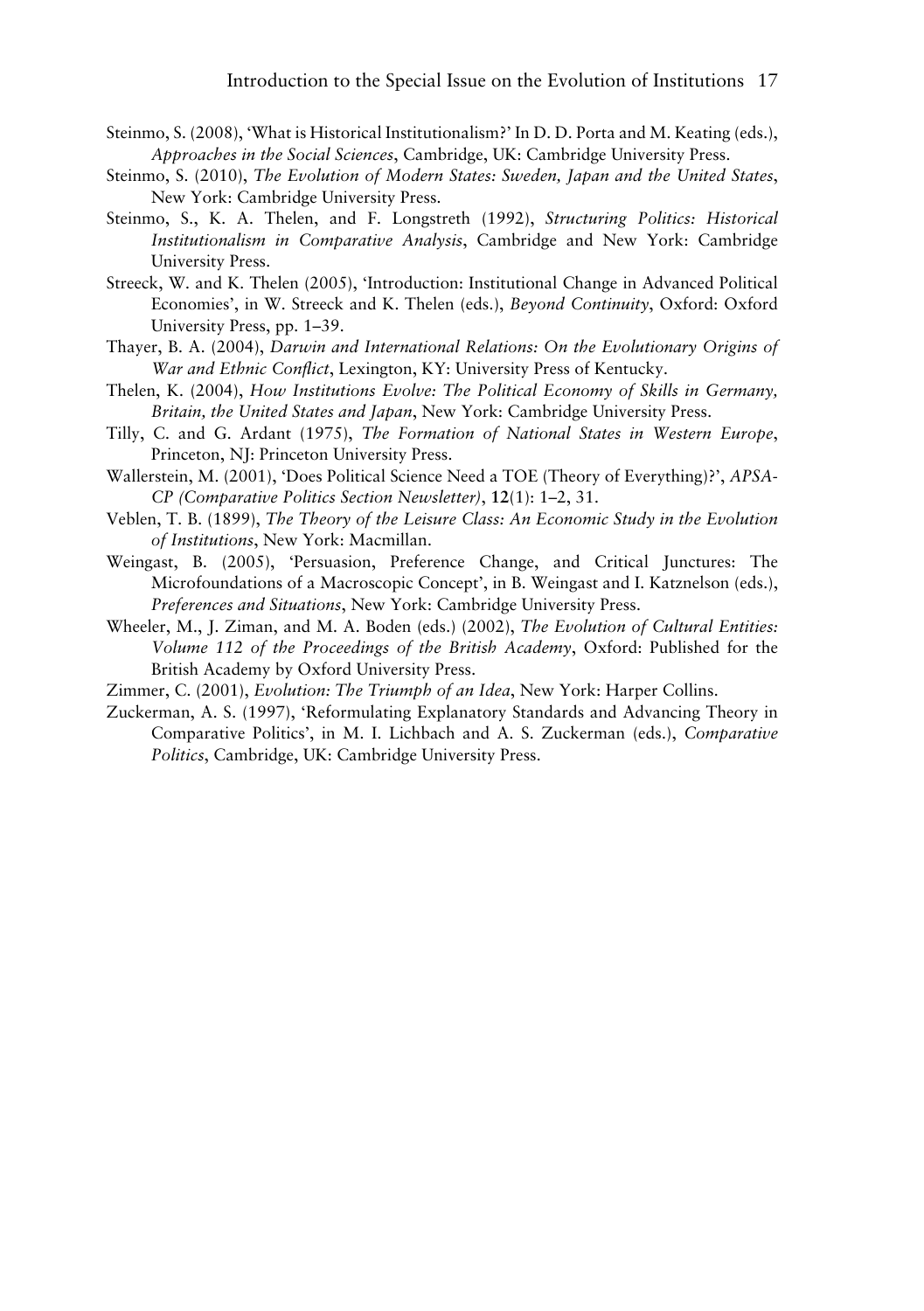Steinmo, S. (2008), 'What is Historical Institutionalism?' In D. D. Porta and M. Keating (eds.), *Approaches in the Social Sciences*, Cambridge, UK: Cambridge University Press.

Steinmo, S. (2010), *The Evolution of Modern States: Sweden, Japan and the United States*, New York: Cambridge University Press.

Steinmo, S., K. A. Thelen, and F. Longstreth (1992), *Structuring Politics: Historical Institutionalism in Comparative Analysis*, Cambridge and New York: Cambridge University Press.

Streeck, W. and K. Thelen (2005), 'Introduction: Institutional Change in Advanced Political Economies', in W. Streeck and K. Thelen (eds.), *Beyond Continuity*, Oxford: Oxford University Press, pp. 1–39.

Thayer, B. A. (2004), *Darwin and International Relations: On the Evolutionary Origins of War and Ethnic Conflict*, Lexington, KY: University Press of Kentucky.

Thelen, K. (2004), *How Institutions Evolve: The Political Economy of Skills in Germany, Britain, the United States and Japan*, New York: Cambridge University Press.

Tilly, C. and G. Ardant (1975), *The Formation of National States in Western Europe*, Princeton, NJ: Princeton University Press.

Wallerstein, M. (2001), 'Does Political Science Need a TOE (Theory of Everything)?', *APSA-CP (Comparative Politics Section Newsletter)*, **12**(1): 1–2, 31.

Veblen, T. B. (1899), *The Theory of the Leisure Class: An Economic Study in the Evolution of Institutions*, New York: Macmillan.

Weingast, B. (2005), 'Persuasion, Preference Change, and Critical Junctures: The Microfoundations of a Macroscopic Concept', in B. Weingast and I. Katznelson (eds.), *Preferences and Situations*, New York: Cambridge University Press.

Wheeler, M., J. Ziman, and M. A. Boden (eds.) (2002), *The Evolution of Cultural Entities: Volume 112 of the Proceedings of the British Academy*, Oxford: Published for the British Academy by Oxford University Press.

Zimmer, C. (2001), *Evolution: The Triumph of an Idea*, New York: Harper Collins.

Zuckerman, A. S. (1997), 'Reformulating Explanatory Standards and Advancing Theory in Comparative Politics', in M. I. Lichbach and A. S. Zuckerman (eds.), *Comparative Politics*, Cambridge, UK: Cambridge University Press.